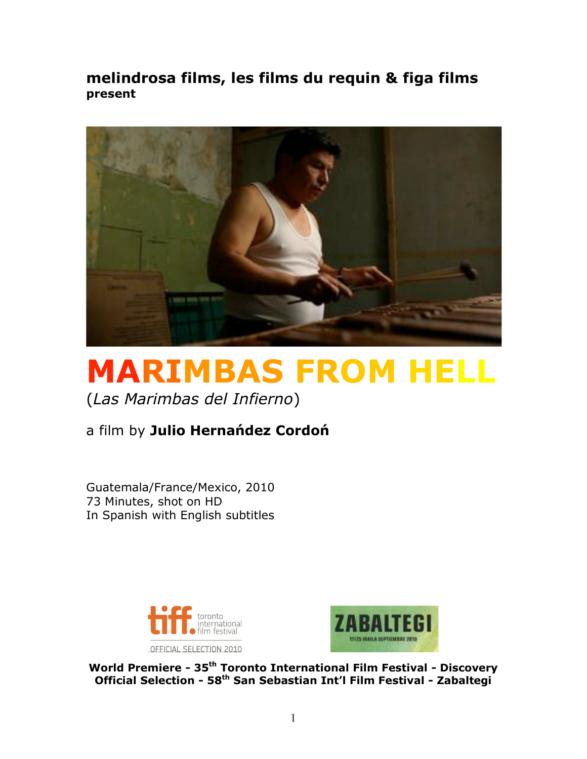**melindrosa films, les films du requin & figa films**
**present**

# MARIMBAS FROM HELL

(*Las Marimbas del Infierno*)

a film by **Julio Hernańdez Cordoń**

Guatemala/France/Mexico, 2010
73 Minutes, shot on HD
In Spanish with English subtitles

tiff. toronto international film festival
OFFICIAL SELECTION 2010

ZABALTEGI
17/25 IRAILA SEPTIEMBRE 2010

**World Premiere - 35th Toronto International Film Festival - Discovery**
**Official Selection - 58th San Sebastian Int'l Film Festival - Zabaltegi**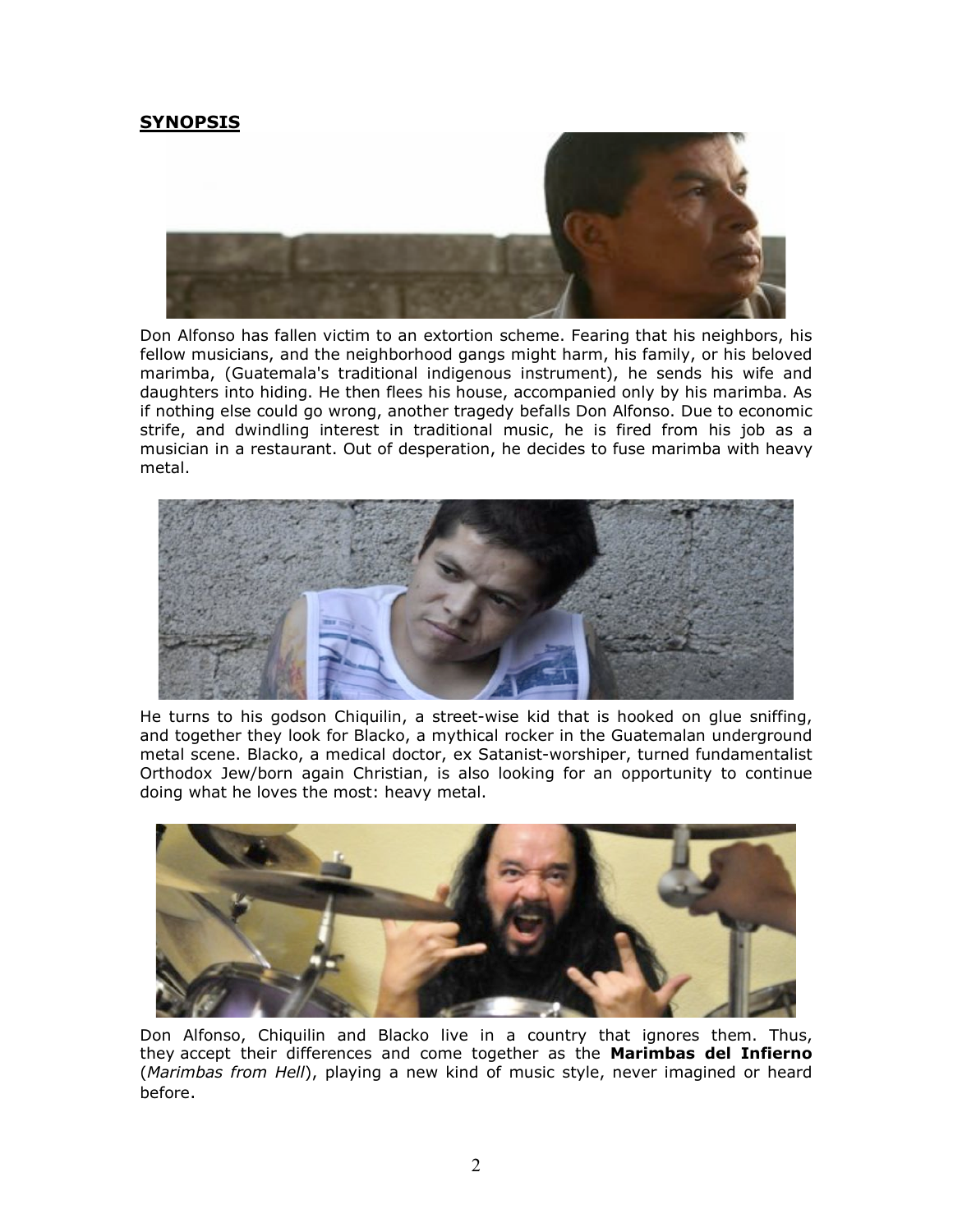## **SYNOPSIS**

Don Alfonso has fallen victim to an extortion scheme. Fearing that his neighbors, his fellow musicians, and the neighborhood gangs might harm, his family, or his beloved marimba, (Guatemala's traditional indigenous instrument), he sends his wife and daughters into hiding. He then flees his house, accompanied only by his marimba. As if nothing else could go wrong, another tragedy befalls Don Alfonso. Due to economic strife, and dwindling interest in traditional music, he is fired from his job as a musician in a restaurant. Out of desperation, he decides to fuse marimba with heavy metal.

He turns to his godson Chiquilin, a street-wise kid that is hooked on glue sniffing, and together they look for Blacko, a mythical rocker in the Guatemalan underground metal scene. Blacko, a medical doctor, ex Satanist-worshiper, turned fundamentalist Orthodox Jew/born again Christian, is also looking for an opportunity to continue doing what he loves the most: heavy metal.

Don Alfonso, Chiquilin and Blacko live in a country that ignores them. Thus, they accept their differences and come together as the **Marimbas del Infierno** (*Marimbas from Hell*), playing a new kind of music style, never imagined or heard before.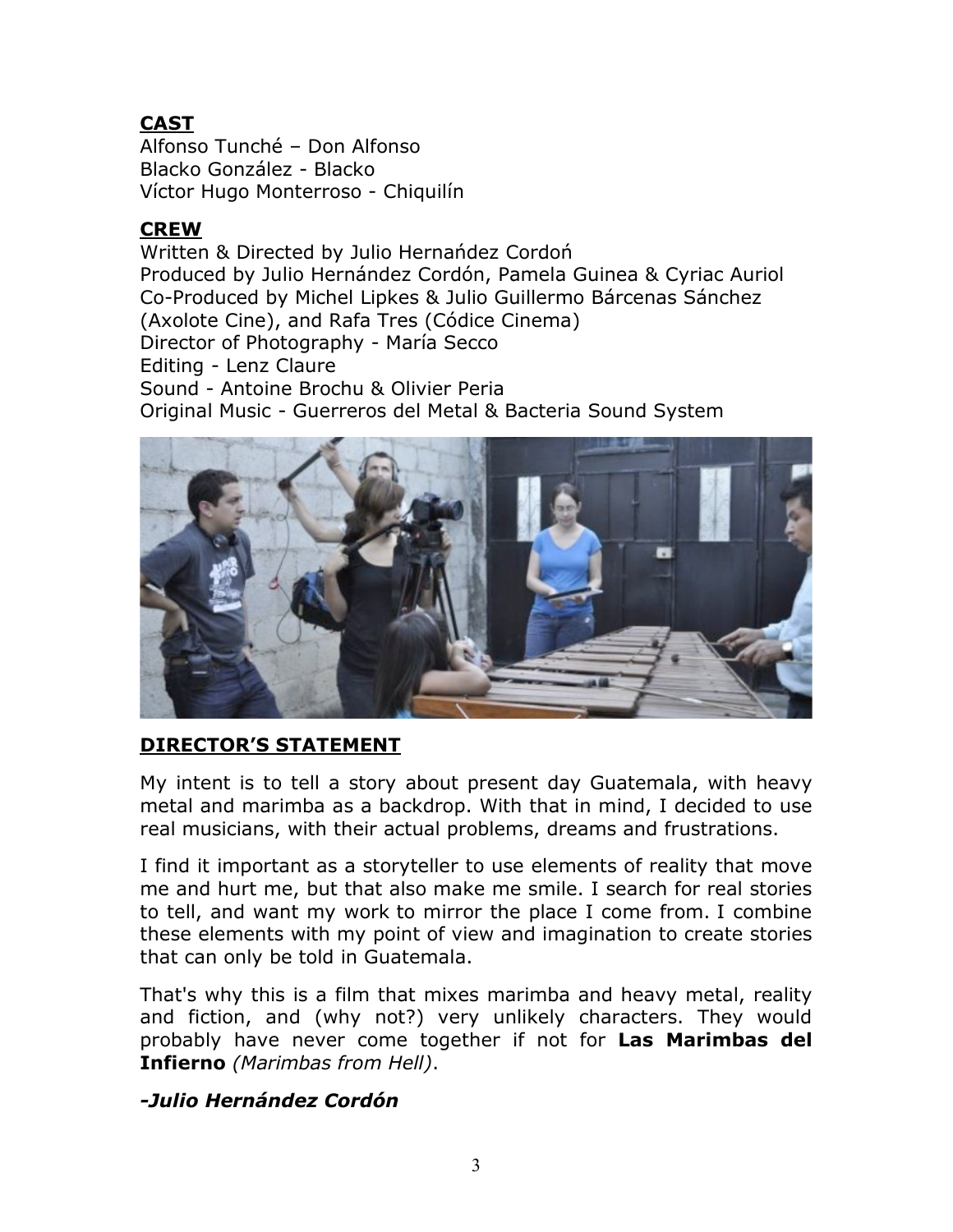**CAST**

Alfonso Tunché – Don Alfonso
Blacko González - Blacko
Víctor Hugo Monterroso - Chiquilín

**CREW**

Written & Directed by Julio Hernańdez Cordoń
Produced by Julio Hernández Cordón, Pamela Guinea & Cyriac Auriol
Co-Produced by Michel Lipkes & Julio Guillermo Bárcenas Sánchez (Axolote Cine), and Rafa Tres (Códice Cinema)
Director of Photography - María Secco
Editing - Lenz Claure
Sound - Antoine Brochu & Olivier Peria
Original Music - Guerreros del Metal & Bacteria Sound System

**DIRECTOR'S STATEMENT**

My intent is to tell a story about present day Guatemala, with heavy metal and marimba as a backdrop. With that in mind, I decided to use real musicians, with their actual problems, dreams and frustrations.

I find it important as a storyteller to use elements of reality that move me and hurt me, but that also make me smile. I search for real stories to tell, and want my work to mirror the place I come from. I combine these elements with my point of view and imagination to create stories that can only be told in Guatemala.

That's why this is a film that mixes marimba and heavy metal, reality and fiction, and (why not?) very unlikely characters. They would probably have never come together if not for **Las Marimbas del Infierno** *(Marimbas from Hell)*.

***-Julio Hernández Cordón***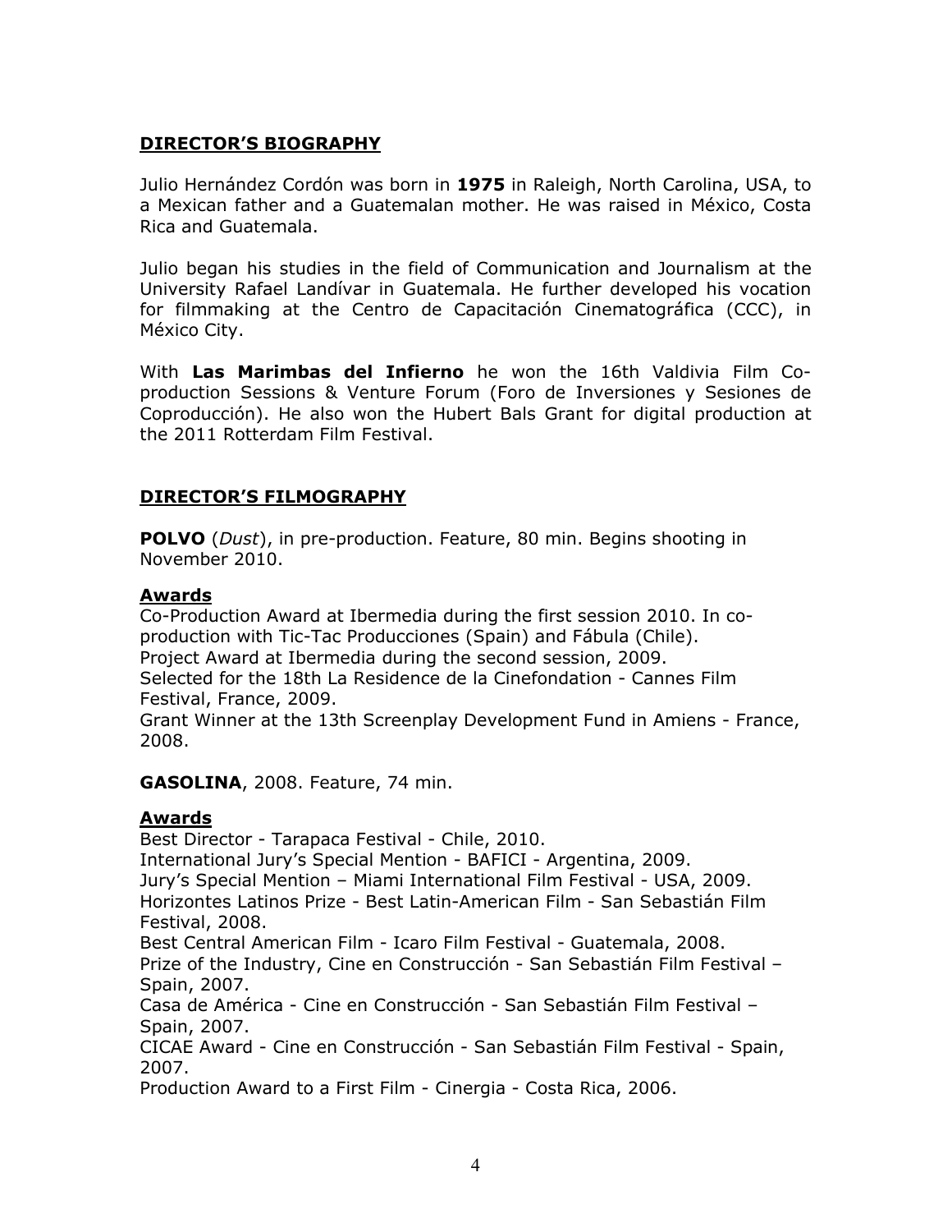## DIRECTOR'S BIOGRAPHY

Julio Hernández Cordón was born in **1975** in Raleigh, North Carolina, USA, to a Mexican father and a Guatemalan mother. He was raised in México, Costa Rica and Guatemala.

Julio began his studies in the field of Communication and Journalism at the University Rafael Landívar in Guatemala. He further developed his vocation for filmmaking at the Centro de Capacitación Cinematográfica (CCC), in México City.

With **Las Marimbas del Infierno** he won the 16th Valdivia Film Co-production Sessions & Venture Forum (Foro de Inversiones y Sesiones de Coproducción). He also won the Hubert Bals Grant for digital production at the 2011 Rotterdam Film Festival.

## DIRECTOR'S FILMOGRAPHY

**POLVO** (*Dust*), in pre-production. Feature, 80 min. Begins shooting in November 2010.

### Awards

Co-Production Award at Ibermedia during the first session 2010. In co-production with Tic-Tac Producciones (Spain) and Fábula (Chile).
Project Award at Ibermedia during the second session, 2009.
Selected for the 18th La Residence de la Cinefondation - Cannes Film Festival, France, 2009.
Grant Winner at the 13th Screenplay Development Fund in Amiens - France, 2008.

**GASOLINA**, 2008. Feature, 74 min.

### Awards

Best Director - Tarapaca Festival - Chile, 2010.
International Jury's Special Mention - BAFICI - Argentina, 2009.
Jury's Special Mention – Miami International Film Festival - USA, 2009.
Horizontes Latinos Prize - Best Latin-American Film - San Sebastián Film Festival, 2008.
Best Central American Film - Icaro Film Festival - Guatemala, 2008.
Prize of the Industry, Cine en Construcción - San Sebastián Film Festival – Spain, 2007.
Casa de América - Cine en Construcción - San Sebastián Film Festival – Spain, 2007.
CICAE Award - Cine en Construcción - San Sebastián Film Festival - Spain, 2007.
Production Award to a First Film - Cinergia - Costa Rica, 2006.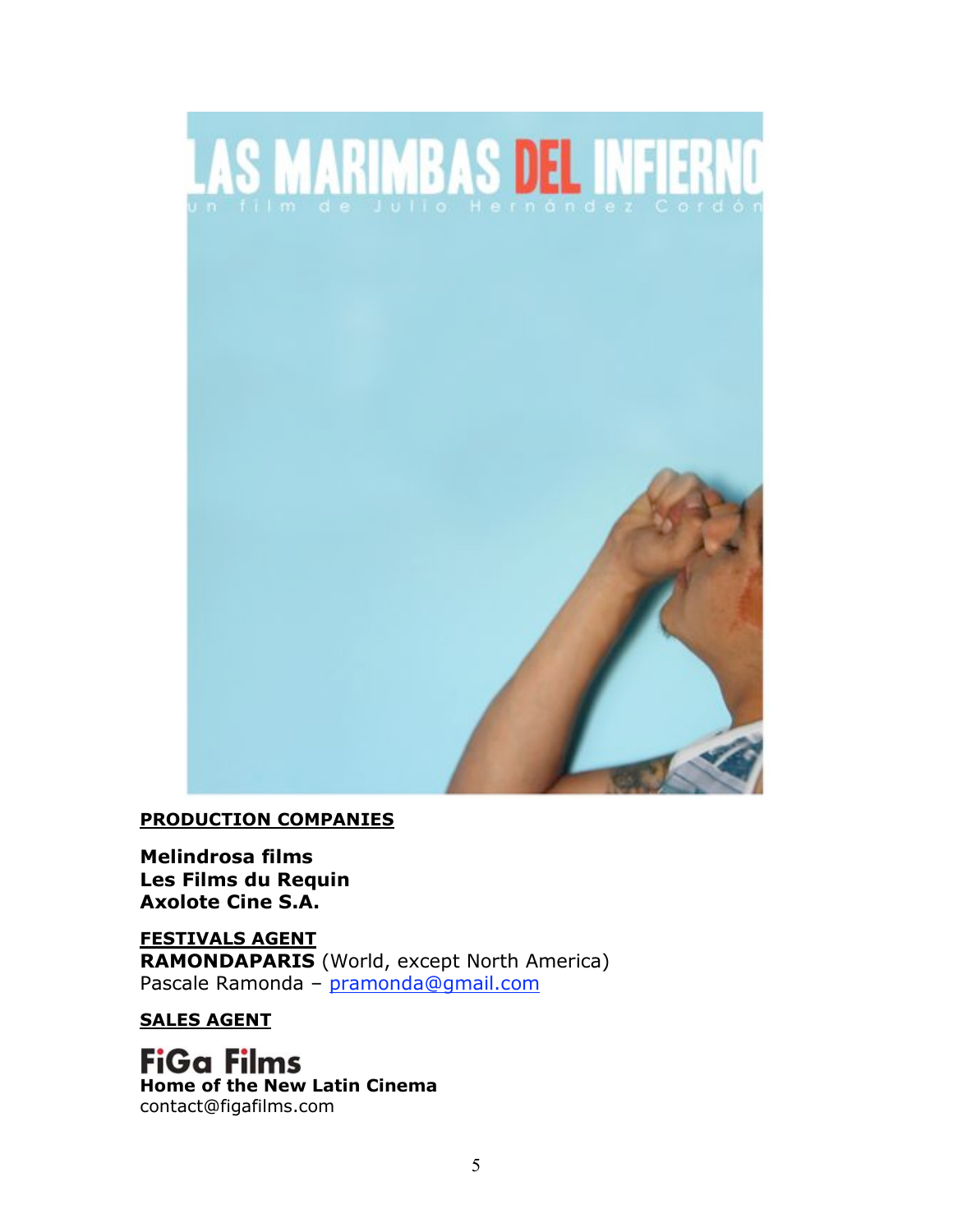**PRODUCTION COMPANIES**

**Melindrosa films**
**Les Films du Requin**
**Axolote Cine S.A.**

**FESTIVALS AGENT**
**RAMONDAPARIS** (World, except North America)
Pascale Ramonda – pramonda@gmail.com

**SALES AGENT**

**FiGa Films**
**Home of the New Latin Cinema**
contact@figafilms.com